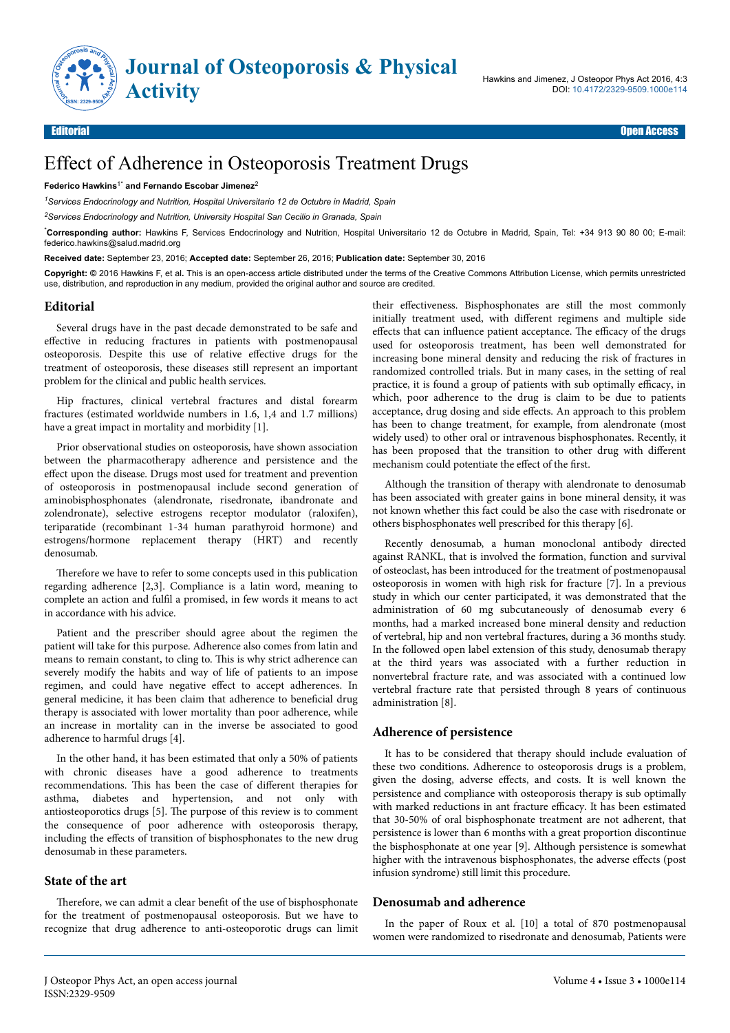Editorial

Open Access

# Effect of Adherence in Osteoporosis Treatment Drugs

**Federico Hawkins**[1*] **and Fernando Escobar Jimenez**[2]

[1]*Services Endocrinology and Nutrition, Hospital Universitario 12 de Octubre in Madrid, Spain*

[2]*Services Endocrinology and Nutrition, University Hospital San Cecilio in Granada, Spain*

\***Corresponding author:** Hawkins F, Services Endocrinology and Nutrition, Hospital Universitario 12 de Octubre in Madrid, Spain, Tel: +34 913 90 80 00; E-mail: federico.hawkins@salud.madrid.org

**Received date:** September 23, 2016; **Accepted date:** September 26, 2016; **Publication date:** September 30, 2016

**Copyright:** © 2016 Hawkins F, et al. This is an open-access article distributed under the terms of the Creative Commons Attribution License, which permits unrestricted use, distribution, and reproduction in any medium, provided the original author and source are credited.

## Editorial

Several drugs have in the past decade demonstrated to be safe and effective in reducing fractures in patients with postmenopausal osteoporosis. Despite this use of relative effective drugs for the treatment of osteoporosis, these diseases still represent an important problem for the clinical and public health services.

Hip fractures, clinical vertebral fractures and distal forearm fractures (estimated worldwide numbers in 1.6, 1,4 and 1.7 millions) have a great impact in mortality and morbidity [1].

Prior observational studies on osteoporosis, have shown association between the pharmacotherapy adherence and persistence and the effect upon the disease. Drugs most used for treatment and prevention of osteoporosis in postmenopausal include second generation of aminobisphosphonates (alendronate, risedronate, ibandronate and zolendronate), selective estrogens receptor modulator (raloxifen), teriparatide (recombinant 1-34 human parathyroid hormone) and estrogens/hormone replacement therapy (HRT) and recently denosumab.

Therefore we have to refer to some concepts used in this publication regarding adherence [2,3]. Compliance is a latin word, meaning to complete an action and fulfil a promised, in few words it means to act in accordance with his advice.

Patient and the prescriber should agree about the regimen the patient will take for this purpose. Adherence also comes from latin and means to remain constant, to cling to. This is why strict adherence can severely modify the habits and way of life of patients to an impose regimen, and could have negative effect to accept adherences. In general medicine, it has been claim that adherence to beneficial drug therapy is associated with lower mortality than poor adherence, while an increase in mortality can in the inverse be associated to good adherence to harmful drugs [4].

In the other hand, it has been estimated that only a 50% of patients with chronic diseases have a good adherence to treatments recommendations. This has been the case of different therapies for asthma, diabetes and hypertension, and not only with antiosteoporotics drugs [5]. The purpose of this review is to comment the consequence of poor adherence with osteoporosis therapy, including the effects of transition of bisphosphonates to the new drug denosumab in these parameters.

## State of the art

Therefore, we can admit a clear benefit of the use of bisphosphonate for the treatment of postmenopausal osteoporosis. But we have to recognize that drug adherence to anti-osteoporotic drugs can limit their effectiveness. Bisphosphonates are still the most commonly initially treatment used, with different regimens and multiple side effects that can influence patient acceptance. The efficacy of the drugs used for osteoporosis treatment, has been well demonstrated for increasing bone mineral density and reducing the risk of fractures in randomized controlled trials. But in many cases, in the setting of real practice, it is found a group of patients with sub optimally efficacy, in which, poor adherence to the drug is claim to be due to patients acceptance, drug dosing and side effects. An approach to this problem has been to change treatment, for example, from alendronate (most widely used) to other oral or intravenous bisphosphonates. Recently, it has been proposed that the transition to other drug with different mechanism could potentiate the effect of the first.

Although the transition of therapy with alendronate to denosumab has been associated with greater gains in bone mineral density, it was not known whether this fact could be also the case with risedronate or others bisphosphonates well prescribed for this therapy [6].

Recently denosumab, a human monoclonal antibody directed against RANKL, that is involved the formation, function and survival of osteoclast, has been introduced for the treatment of postmenopausal osteoporosis in women with high risk for fracture [7]. In a previous study in which our center participated, it was demonstrated that the administration of 60 mg subcutaneously of denosumab every 6 months, had a marked increased bone mineral density and reduction of vertebral, hip and non vertebral fractures, during a 36 months study. In the followed open label extension of this study, denosumab therapy at the third years was associated with a further reduction in nonvertebral fracture rate, and was associated with a continued low vertebral fracture rate that persisted through 8 years of continuous administration [8].

## Adherence of persistence

It has to be considered that therapy should include evaluation of these two conditions. Adherence to osteoporosis drugs is a problem, given the dosing, adverse effects, and costs. It is well known the persistence and compliance with osteoporosis therapy is sub optimally with marked reductions in ant fracture efficacy. It has been estimated that 30-50% of oral bisphosphonate treatment are not adherent, that persistence is lower than 6 months with a great proportion discontinue the bisphosphonate at one year [9]. Although persistence is somewhat higher with the intravenous bisphosphonates, the adverse effects (post infusion syndrome) still limit this procedure.

## Denosumab and adherence

In the paper of Roux et al. [10] a total of 870 postmenopausal women were randomized to risedronate and denosumab, Patients were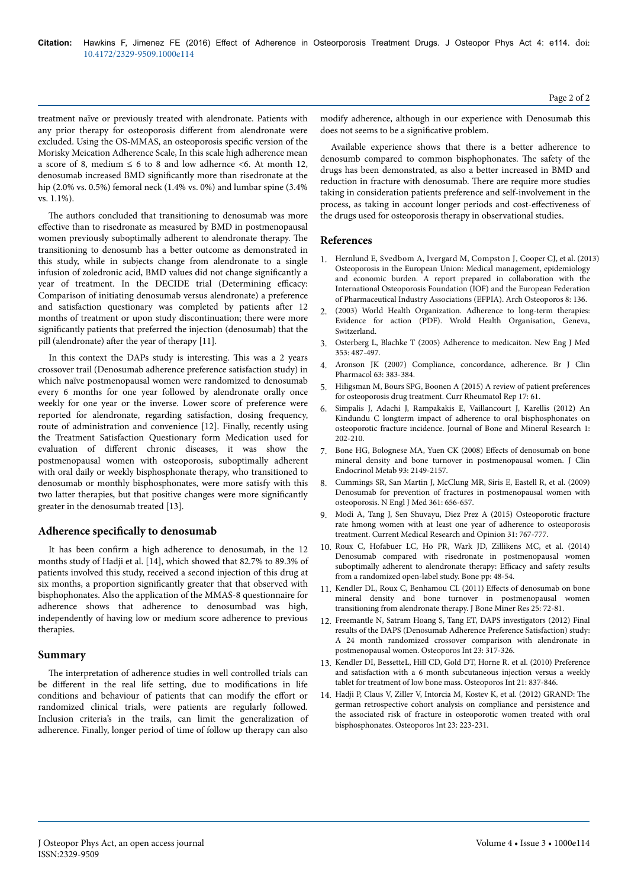treatment naïve or previously treated with alendronate. Patients with any prior therapy for osteoporosis different from alendronate were excluded. Using the OS-MMAS, an osteoporosis specific version of the Morisky Meication Adherence Scale, In this scale high adherence mean a score of 8, medium ≤ 6 to 8 and low adhernce <6. At month 12, denosumab increased BMD significantly more than risedronate at the hip (2.0% vs. 0.5%) femoral neck (1.4% vs. 0%) and lumbar spine (3.4% vs. 1.1%).

The authors concluded that transitioning to denosumab was more effective than to risedronate as measured by BMD in postmenopausal women previously suboptimally adherent to alendronate therapy. The transitioning to denosumb has a better outcome as demonstrated in this study, while in subjects change from alendronate to a single infusion of zoledronic acid, BMD values did not change significantly a year of treatment. In the DECIDE trial (Determining efficacy: Comparison of initiating denosumab versus alendronate) a preference and satisfaction questionary was completed by patients after 12 months of treatment or upon study discontinuation; there were more significantly patients that preferred the injection (denosumab) that the pill (alendronate) after the year of therapy [11].

In this context the DAPs study is interesting. This was a 2 years crossover trail (Denosumab adherence preference satisfaction study) in which naïve postmenopausal women were randomized to denosumab every 6 months for one year followed by alendronate orally once weekly for one year or the inverse. Lower score of preference were reported for alendronate, regarding satisfaction, dosing frequency, route of administration and convenience [12]. Finally, recently using the Treatment Satisfaction Questionary form Medication used for evaluation of different chronic diseases, it was show the postmenopausal women with osteoporosis, suboptimally adherent with oral daily or weekly bisphosphonate therapy, who transitioned to denosumab or monthly bisphosphonates, were more satisfy with this two latter therapies, but that positive changes were more significantly greater in the denosumab treated [13].

## Adherence specifically to denosumab

It has been confirm a high adherence to denosumab, in the 12 months study of Hadji et al. [14], which showed that 82.7% to 89.3% of patients involved this study, received a second injection of this drug at six months, a proportion significantly greater that that observed with bisphophonates. Also the application of the MMAS-8 questionnaire for adherence shows that adherence to denosumbad was high, independently of having low or medium score adherence to previous therapies.

## Summary

The interpretation of adherence studies in well controlled trials can be different in the real life setting, due to modifications in life conditions and behaviour of patients that can modify the effort or randomized clinical trials, were patients are regularly followed. Inclusion criteria's in the trails, can limit the generalization of adherence. Finally, longer period of time of follow up therapy can also modify adherence, although in our experience with Denosumab this does not seems to be a significative problem.

Available experience shows that there is a better adherence to denosumb compared to common bisphophonates. The safety of the drugs has been demonstrated, as also a better increased in BMD and reduction in fracture with denosumab. There are require more studies taking in consideration patients preference and self-involvement in the process, as taking in account longer periods and cost-effectiveness of the drugs used for osteoporosis therapy in observational studies.

## References

1. Hernlund E, Svedbom A, Ivergard M, Compston J, Cooper CJ, et al. (2013) Osteoporosis in the European Union: Medical management, epidemiology and economic burden. A report prepared in collaboration with the International Osteoporosis Foundation (IOF) and the European Federation of Pharmaceutical Industry Associations (EFPIA). Arch Osteoporos 8: 136.
2. (2003) World Health Organization. Adherence to long-term therapies: Evidence for action (PDF). Wrold Health Organisation, Geneva, Switzerland.
3. Osterberg L, Blachke T (2005) Adherence to medicaiton. New Eng J Med 353: 487-497.
4. Aronson JK (2007) Compliance, concordance, adherence. Br J Clin Pharmacol 63: 383-384.
5. Hiligsman M, Bours SPG, Boonen A (2015) A review of patient preferences for osteoporosis drug treatment. Curr Rheumatol Rep 17: 61.
6. Simpalis J, Adachi J, Rampakakis E, Vaillancourt J, Karellis (2012) An Kindundu C longterm impact of adherence to oral bisphosphonates on osteoporotic fracture incidence. Journal of Bone and Mineral Research 1: 202-210.
7. Bone HG, Bolognese MA, Yuen CK (2008) Effects of denosumab on bone mineral density and bone turnover in postmenopausal women. J Clin Endocrinol Metab 93: 2149-2157.
8. Cummings SR, San Martin J, McClung MR, Siris E, Eastell R, et al. (2009) Denosumab for prevention of fractures in postmenopausal women with osteoporosis. N Engl J Med 361: 656-657.
9. Modi A, Tang J, Sen Shuvayu, Diez Prez A (2015) Osteoporotic fracture rate hmong women with at least one year of adherence to osteoporosis treatment. Current Medical Research and Opinion 31: 767-777.
10. Roux C, Hofabuer LC, Ho PR, Wark JD, Zillikens MC, et al. (2014) Denosumab compared with risedronate in postmenopausal women suboptimally adherent to alendronate therapy: Efficacy and safety results from a randomized open-label study. Bone pp: 48-54.
11. Kendler DL, Roux C, Benhamou CL (2011) Effects of denosumab on bone mineral density and bone turnover in postmenopausal women transitioning from alendronate therapy. J Bone Miner Res 25: 72-81.
12. Freemantle N, Satram Hoang S, Tang ET, DAPS investigators (2012) Final results of the DAPS (Denosumab Adherence Preference Satisfaction) study: A 24 month randomized crossover comparison with alendronate in postmenopausal women. Osteoporos Int 23: 317-326.
13. Kendler DI, BessetteL, Hill CD, Gold DT, Horne R. et al. (2010) Preference and satisfaction with a 6 month subcutaneous injection versus a weekly tablet for treatment of low bone mass. Osteoporos Int 21: 837-846.
14. Hadji P, Claus V, Ziller V, Intorcia M, Kostev K, et al. (2012) GRAND: The german retrospective cohort analysis on compliance and persistence and the associated risk of fracture in osteoporotic women treated with oral bisphosphonates. Osteoporos Int 23: 223-231.